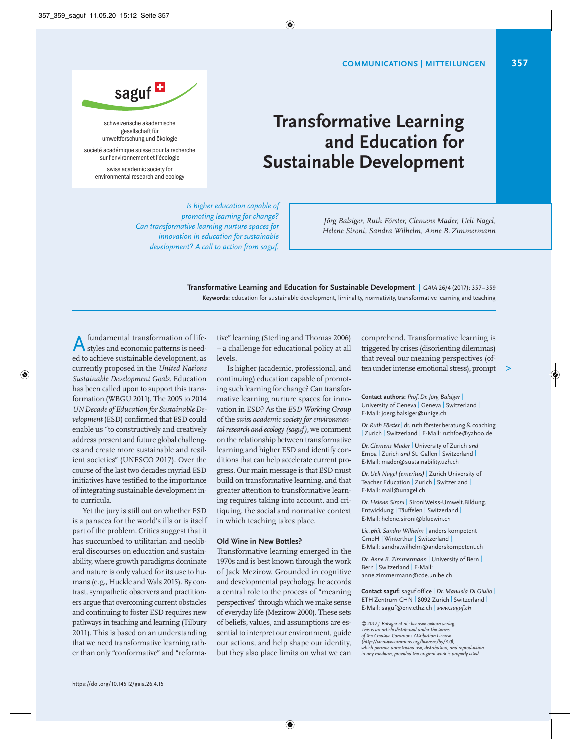saguf

schweizerische akademische gesellschaft für umweltforschung und ökologie

societé académique suisse pour la recherche sur l'environnement et l'écologie

swiss academic society for environmental research and ecology

# Transformative Learning and Education for Sustainable Development

*Is higher education capable of promoting learning for change? Can transformative learning nurture spaces for innovation in education for sustainable development? A call to action from saguf.*

*Jörg Balsiger, Ruth Förster, Clemens Mader, Ueli Nagel, Helene Sironi, Sandra Wilhelm, Anne B. Zimmermann*

**Transformative Learning and Education for Sustainable Development** | *GAIA* 26/4 (2017): 357–359

**Keywords:** education for sustainable development, liminality, normativity, transformative learning and teaching

A fundamental transformation of lifestyles and economic patterns is needed to achieve sustainable development, as currently proposed in the *United Nations Sustainable Development Goals*. Education has been called upon to support this transformation (WBGU 2011). The 2005 to 2014 *UN Decade of Education for Sustainable Development* (ESD) confirmed that ESD could enable us "to constructively and creatively address present and future global challenges and create more sustainable and resilient societies" (UNESCO 2017). Over the course of the last two decades myriad ESD initiatives have testified to the importance of integrating sustainable development into curricula.

Yet the jury is still out on whether ESD is a panacea for the world's ills or is itself part of the problem. Critics suggest that it has succumbed to utilitarian and neoliberal discourses on education and sustainability, where growth paradigms dominate and nature is only valued for its use to humans (e.g., Huckle and Wals 2015). By contrast, sympathetic observers and practitioners argue that overcoming current obstacles and continuing to foster ESD requires new pathways in teaching and learning (Tilbury 2011). This is based on an understanding that we need transformative learning rather than only "conformative" and "reformative" learning (Sterling and Thomas 2006) – a challenge for educational policy at all levels.

Is higher (academic, professional, and continuing) education capable of promoting such learning for change? Can transformative learning nurture spaces for innovation in ESD? As the *ESD Working Group* of the *swiss academic society for environmental research and ecology (saguf)*, we comment on the relationship between transformative learning and higher ESD and identify conditions that can help accelerate current progress. Our main message is that ESD must build on transformative learning, and that greater attention to transformative learning requires taking into account, and critiquing, the social and normative context in which teaching takes place.

### Old Wine in New Bottles?

Transformative learning emerged in the 1970s and is best known through the work of Jack Mezirow. Grounded in cognitive and developmental psychology, he accords a central role to the process of "meaning perspectives" through which we make sense of everyday life (Mezirow 2000). These sets of beliefs, values, and assumptions are essential to interpret our environment, guide our actions, and help shape our identity, but they also place limits on what we can comprehend. Transformative learning is triggered by crises (disorienting dilemmas) that reveal our meaning perspectives (often under intense emotional stress), prompt >

**Contact authors:** *Prof. Dr. Jörg Balsiger* | University of Geneva | Geneva | Switzerland | E-Mail: joerg.balsiger@unige.ch

*Dr. Ruth Förster* | dr. ruth förster beratung & coaching | Zurich | Switzerland | E-Mail: ruthfoe@yahoo.de

*Dr. Clemens Mader* | University of Zurich *and* Empa | Zurich *and* St. Gallen | Switzerland | E-Mail: mader@sustainability.uzh.ch

*Dr. Ueli Nagel (emeritus)* | Zurich University of Teacher Education | Zurich | Switzerland | E-Mail: mail@unagel.ch

*Dr. Helene Sironi* | SironiWeiss-Umwelt.Bildung. Entwicklung | Täuffelen | Switzerland | E-Mail: helene.sironi@bluewin.ch

*Lic. phil. Sandra Wilhelm* | anders kompetent GmbH | Winterthur | Switzerland | E-Mail: sandra.wilhelm@anderskompetent.ch

*Dr. Anne B. Zimmermann* | University of Bern | Bern | Switzerland | E-Mail: anne.zimmermann@cde.unibe.ch

**Contact saguf:** saguf office | *Dr. Manuela Di Giulio* | ETH Zentrum CHN | 8092 Zurich | Switzerland | E-Mail: saguf@env.ethz.ch | *www.saguf.ch*

*© 2017 J. Balsiger et al.; licensee oekom verlag. This is an article distributed under the terms of the Creative Commons Attribution License (http://creativecommons.org/licenses/by/3.0), which permits unrestricted use, distribution, and reproduction in any medium, provided the original work is properly cited.*

https://doi.org/10.14512/gaia.26.4.15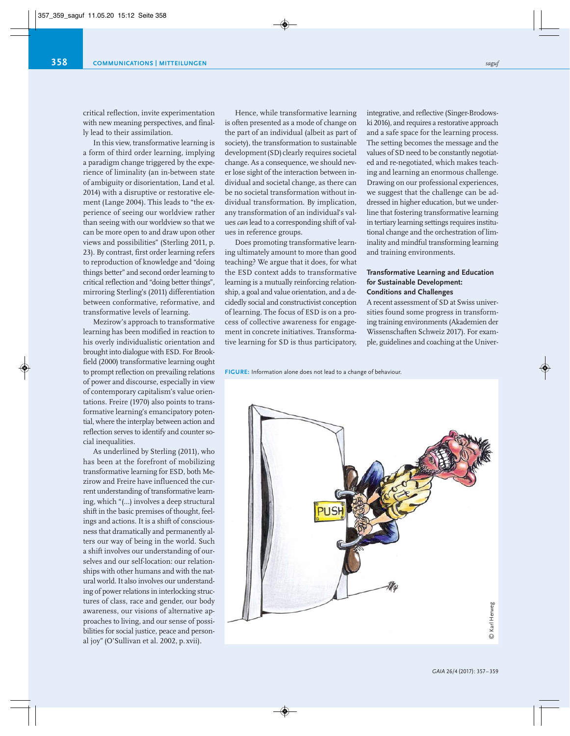critical reflection, invite experimentation with new meaning perspectives, and finally lead to their assimilation.

In this view, transformative learning is a form of third order learning, implying a paradigm change triggered by the experience of liminality (an in-between state of ambiguity or disorientation, Land et al. 2014) with a disruptive or restorative element (Lange 2004). This leads to "the experience of seeing our worldview rather than seeing with our worldview so that we can be more open to and draw upon other views and possibilities" (Sterling 2011, p. 23). By contrast, first order learning refers to reproduction of knowledge and "doing things better" and second order learning to critical reflection and "doing better things", mirroring Sterling's (2011) differentiation between conformative, reformative, and transformative levels of learning.

Mezirow's approach to transformative learning has been modified in reaction to his overly individualistic orientation and brought into dialogue with ESD. For Brookfield (2000) transformative learning ought to prompt reflection on prevailing relations of power and discourse, especially in view of contemporary capitalism's value orientations. Freire (1970) also points to transformative learning's emancipatory potential, where the interplay between action and reflection serves to identify and counter social inequalities.

As underlined by Sterling (2011), who has been at the forefront of mobilizing transformative learning for ESD, both Mezirow and Freire have influenced the current understanding of transformative learning, which "(...) involves a deep structural shift in the basic premises of thought, feelings and actions. It is a shift of consciousness that dramatically and permanently alters our way of being in the world. Such a shift involves our understanding of ourselves and our self-location: our relationships with other humans and with the natural world. It also involves our understanding of power relations in interlocking structures of class, race and gender, our body awareness, our visions of alternative approaches to living, and our sense of possibilities for social justice, peace and personal joy" (O'Sullivan et al. 2002, p. xvii).

Hence, while transformative learning is often presented as a mode of change on the part of an individual (albeit as part of society), the transformation to sustainable development (SD) clearly requires societal change. As a consequence, we should never lose sight of the interaction between individual and societal change, as there can be no societal transformation without individual transformation. By implication, any transformation of an individual's values *can* lead to a corresponding shift of values in reference groups.

Does promoting transformative learning ultimately amount to more than good teaching? We argue that it does, for what the ESD context adds to transformative learning is a mutually reinforcing relationship, a goal and value orientation, and a decidedly social and constructivist conception of learning. The focus of ESD is on a process of collective awareness for engagement in concrete initiatives. Transformative learning for SD is thus participatory, integrative, and reflective (Singer-Brodowski 2016), and requires a restorative approach and a safe space for the learning process. The setting becomes the message and the values of SD need to be constantly negotiated and re-negotiated, which makes teaching and learning an enormous challenge. Drawing on our professional experiences, we suggest that the challenge can be addressed in higher education, but we underline that fostering transformative learning in tertiary learning settings requires institutional change and the orchestration of liminality and mindful transforming learning and training environments.

### Transformative Learning and Education for Sustainable Development: Conditions and Challenges

A recent assessment of SD at Swiss universities found some progress in transforming training environments (Akademien der Wissenschaften Schweiz 2017). For example, guidelines and coaching at the Univer-

**FIGURE:** Information alone does not lead to a change of behaviour.

© Karl Herweg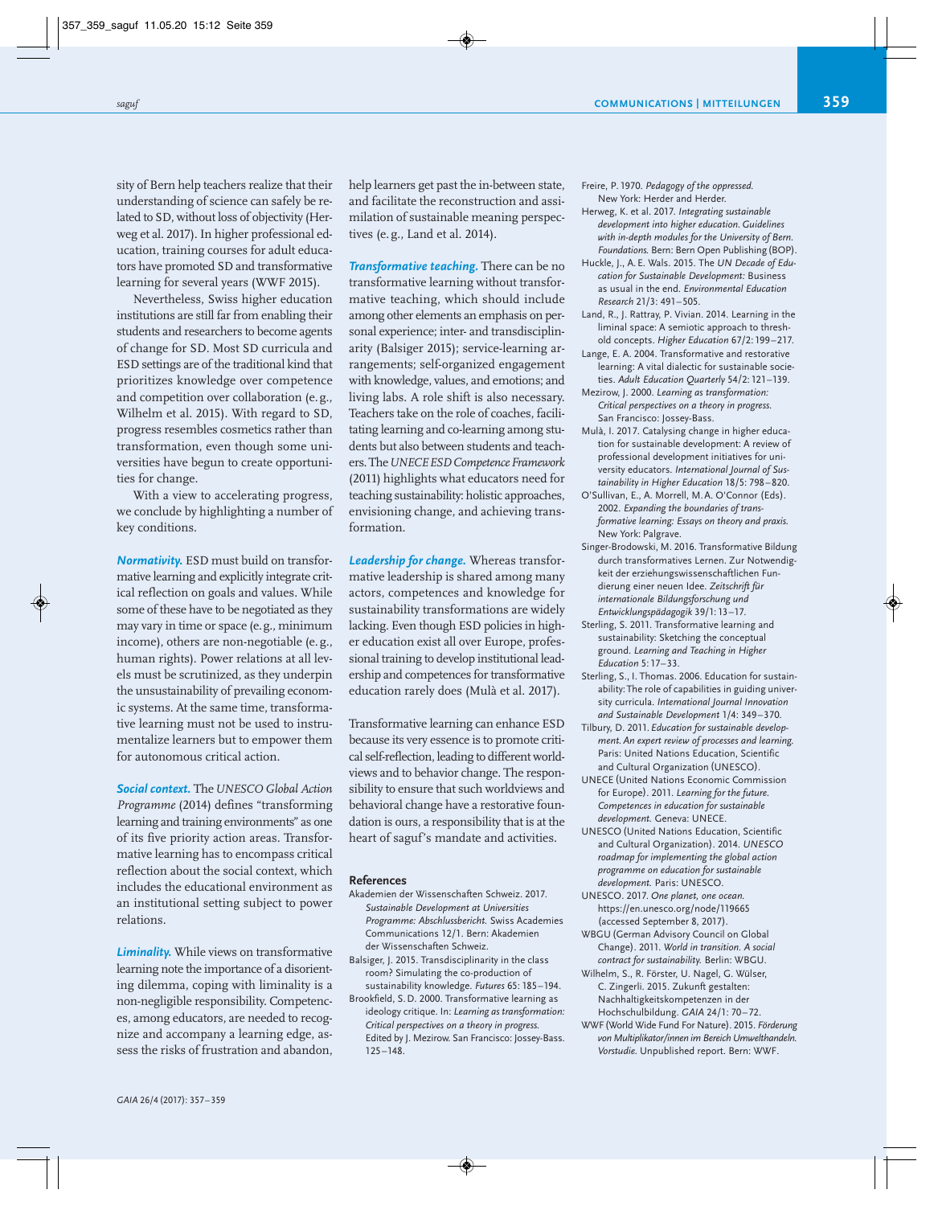sity of Bern help teachers realize that their understanding of science can safely be related to SD, without loss of objectivity (Herweg et al. 2017). In higher professional education, training courses for adult educators have promoted SD and transformative learning for several years (WWF 2015).

Nevertheless, Swiss higher education institutions are still far from enabling their students and researchers to become agents of change for SD. Most SD curricula and ESD settings are of the traditional kind that prioritizes knowledge over competence and competition over collaboration (e.g., Wilhelm et al. 2015). With regard to SD, progress resembles cosmetics rather than transformation, even though some universities have begun to create opportunities for change.

With a view to accelerating progress, we conclude by highlighting a number of key conditions.

***Normativity.*** ESD must build on transformative learning and explicitly integrate critical reflection on goals and values. While some of these have to be negotiated as they may vary in time or space (e.g., minimum income), others are non-negotiable (e.g., human rights). Power relations at all levels must be scrutinized, as they underpin the unsustainability of prevailing economic systems. At the same time, transformative learning must not be used to instrumentalize learners but to empower them for autonomous critical action.

***Social context.*** The *UNESCO Global Action Programme* (2014) defines "transforming learning and training environments" as one of its five priority action areas. Transformative learning has to encompass critical reflection about the social context, which includes the educational environment as an institutional setting subject to power relations.

***Liminality.*** While views on transformative learning note the importance of a disorienting dilemma, coping with liminality is a non-negligible responsibility. Competences, among educators, are needed to recognize and accompany a learning edge, assess the risks of frustration and abandon, help learners get past the in-between state, and facilitate the reconstruction and assimilation of sustainable meaning perspectives (e.g., Land et al. 2014).

***Transformative teaching.*** There can be no transformative learning without transformative teaching, which should include among other elements an emphasis on personal experience; inter- and transdisciplinarity (Balsiger 2015); service-learning arrangements; self-organized engagement with knowledge, values, and emotions; and living labs. A role shift is also necessary. Teachers take on the role of coaches, facilitating learning and co-learning among students but also between students and teachers. The *UNECE ESD Competence Framework* (2011) highlights what educators need for teaching sustainability: holistic approaches, envisioning change, and achieving transformation.

***Leadership for change.*** Whereas transformative leadership is shared among many actors, competences and knowledge for sustainability transformations are widely lacking. Even though ESD policies in higher education exist all over Europe, professional training to develop institutional leadership and competences for transformative education rarely does (Mulà et al. 2017).

Transformative learning can enhance ESD because its very essence is to promote critical self-reflection, leading to different worldviews and to behavior change. The responsibility to ensure that such worldviews and behavioral change have a restorative foundation is ours, a responsibility that is at the heart of saguf's mandate and activities.

## References

Akademien der Wissenschaften Schweiz. 2017. *Sustainable Development at Universities Programme: Abschlussbericht.* Swiss Academies Communications 12/1. Bern: Akademien der Wissenschaften Schweiz.

Balsiger, J. 2015. Transdisciplinarity in the class room? Simulating the co-production of sustainability knowledge. *Futures* 65: 185–194.

Brookfield, S. D. 2000. Transformative learning as ideology critique. In: *Learning as transformation: Critical perspectives on a theory in progress.* Edited by J. Mezirow. San Francisco: Jossey-Bass. 125–148.

Freire, P. 1970. *Pedagogy of the oppressed.* New York: Herder and Herder.

Herweg, K. et al. 2017. *Integrating sustainable development into higher education. Guidelines with in-depth modules for the University of Bern. Foundations.* Bern: Bern Open Publishing (BOP).

Huckle, J., A. E. Wals. 2015. The *UN Decade of Education for Sustainable Development:* Business as usual in the end. *Environmental Education Research* 21/3: 491–505.

Land, R., J. Rattray, P. Vivian. 2014. Learning in the liminal space: A semiotic approach to threshold concepts. *Higher Education* 67/2: 199–217.

Lange, E. A. 2004. Transformative and restorative learning: A vital dialectic for sustainable societies. *Adult Education Quarterly* 54/2: 121–139.

Mezirow, J. 2000. *Learning as transformation: Critical perspectives on a theory in progress.* San Francisco: Jossey-Bass.

Mulà, I. 2017. Catalysing change in higher education for sustainable development: A review of professional development initiatives for university educators. *International Journal of Sustainability in Higher Education* 18/5: 798–820.

O'Sullivan, E., A. Morrell, M. A. O'Connor (Eds). 2002. *Expanding the boundaries of transformative learning: Essays on theory and praxis.* New York: Palgrave.

Singer-Brodowski, M. 2016. Transformative Bildung durch transformatives Lernen. Zur Notwendigkeit der erziehungswissenschaftlichen Fundierung einer neuen Idee. *Zeitschrift für internationale Bildungsforschung und Entwicklungspädagogik* 39/1: 13–17.

Sterling, S. 2011. Transformative learning and sustainability: Sketching the conceptual ground. *Learning and Teaching in Higher Education* 5: 17–33.

Sterling, S., I. Thomas. 2006. Education for sustainability: The role of capabilities in guiding university curricula. *International Journal Innovation and Sustainable Development* 1/4: 349–370.

Tilbury, D. 2011. *Education for sustainable development. An expert review of processes and learning.* Paris: United Nations Education, Scientific and Cultural Organization (UNESCO).

UNECE (United Nations Economic Commission for Europe). 2011. *Learning for the future. Competences in education for sustainable development.* Geneva: UNECE.

UNESCO (United Nations Education, Scientific and Cultural Organization). 2014. *UNESCO roadmap for implementing the global action programme on education for sustainable development.* Paris: UNESCO.

UNESCO. 2017. *One planet, one ocean.* https://en.unesco.org/node/119665 (accessed September 8, 2017).

WBGU (German Advisory Council on Global Change). 2011. *World in transition. A social contract for sustainability.* Berlin: WBGU.

Wilhelm, S., R. Förster, U. Nagel, G. Wülser, C. Zingerli. 2015. Zukunft gestalten: Nachhaltigkeitskompetenzen in der Hochschulbildung. *GAIA* 24/1: 70–72.

WWF (World Wide Fund For Nature). 2015. *Förderung von Multiplikator/innen im Bereich Umwelthandeln. Vorstudie.* Unpublished report. Bern: WWF.